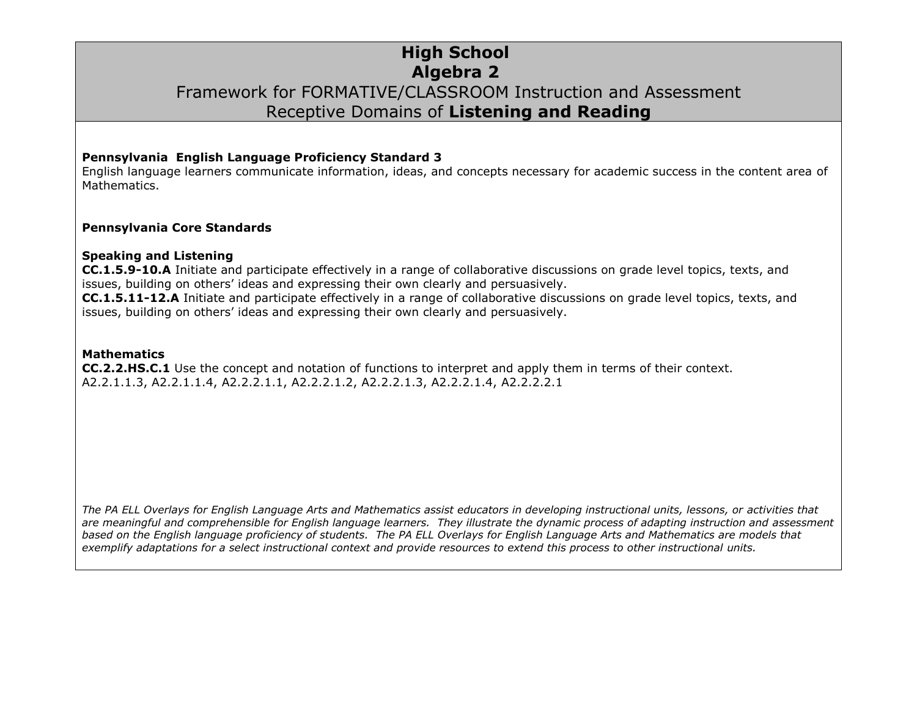# High School
# Algebra 2

## Framework for FORMATIVE/CLASSROOM Instruction and Assessment
## Receptive Domains of **Listening and Reading**

**Pennsylvania English Language Proficiency Standard 3**
English language learners communicate information, ideas, and concepts necessary for academic success in the content area of Mathematics.

**Pennsylvania Core Standards**

**Speaking and Listening**
**CC.1.5.9-10.A** Initiate and participate effectively in a range of collaborative discussions on grade level topics, texts, and issues, building on others' ideas and expressing their own clearly and persuasively.
**CC.1.5.11-12.A** Initiate and participate effectively in a range of collaborative discussions on grade level topics, texts, and issues, building on others' ideas and expressing their own clearly and persuasively.

**Mathematics**
**CC.2.2.HS.C.1** Use the concept and notation of functions to interpret and apply them in terms of their context.
A2.2.1.1.3, A2.2.1.1.4, A2.2.2.1.1, A2.2.2.1.2, A2.2.2.1.3, A2.2.2.1.4, A2.2.2.2.1

*The PA ELL Overlays for English Language Arts and Mathematics assist educators in developing instructional units, lessons, or activities that are meaningful and comprehensible for English language learners. They illustrate the dynamic process of adapting instruction and assessment based on the English language proficiency of students. The PA ELL Overlays for English Language Arts and Mathematics are models that exemplify adaptations for a select instructional context and provide resources to extend this process to other instructional units.*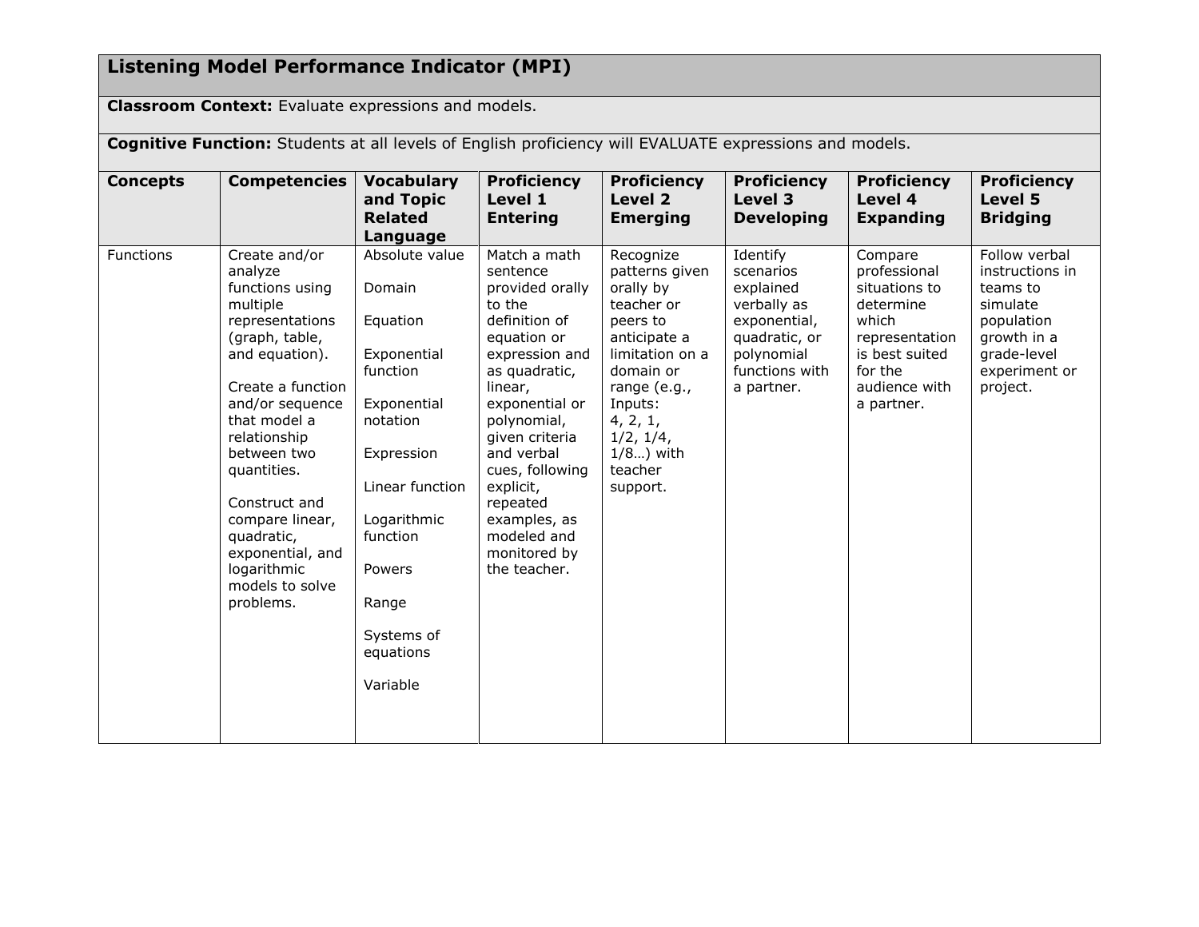## Listening Model Performance Indicator (MPI)

**Classroom Context:** Evaluate expressions and models.

**Cognitive Function:** Students at all levels of English proficiency will EVALUATE expressions and models.

| Concepts | Competencies | Vocabulary and Topic Related Language | Proficiency Level 1 Entering | Proficiency Level 2 Emerging | Proficiency Level 3 Developing | Proficiency Level 4 Expanding | Proficiency Level 5 Bridging |
|---|---|---|---|---|---|---|---|
| Functions | Create and/or analyze functions using multiple representations (graph, table, and equation).<br><br>Create a function and/or sequence that model a relationship between two quantities.<br><br>Construct and compare linear, quadratic, exponential, and logarithmic models to solve problems. | Absolute value<br><br>Domain<br><br>Equation<br><br>Exponential function<br><br>Exponential notation<br><br>Expression<br><br>Linear function<br><br>Logarithmic function<br><br>Powers<br><br>Range<br><br>Systems of equations<br><br>Variable | Match a math sentence provided orally to the definition of equation or expression and as quadratic, linear, exponential or polynomial, given criteria and verbal cues, following explicit, repeated examples, as modeled and monitored by the teacher. | Recognize patterns given orally by teacher or peers to anticipate a limitation on a domain or range (e.g., Inputs: 4, 2, 1, 1/2, 1/4, 1/8…) with teacher support. | Identify scenarios explained verbally as exponential, quadratic, or polynomial functions with a partner. | Compare professional situations to determine which representation is best suited for the audience with a partner. | Follow verbal instructions in teams to simulate population growth in a grade-level experiment or project. |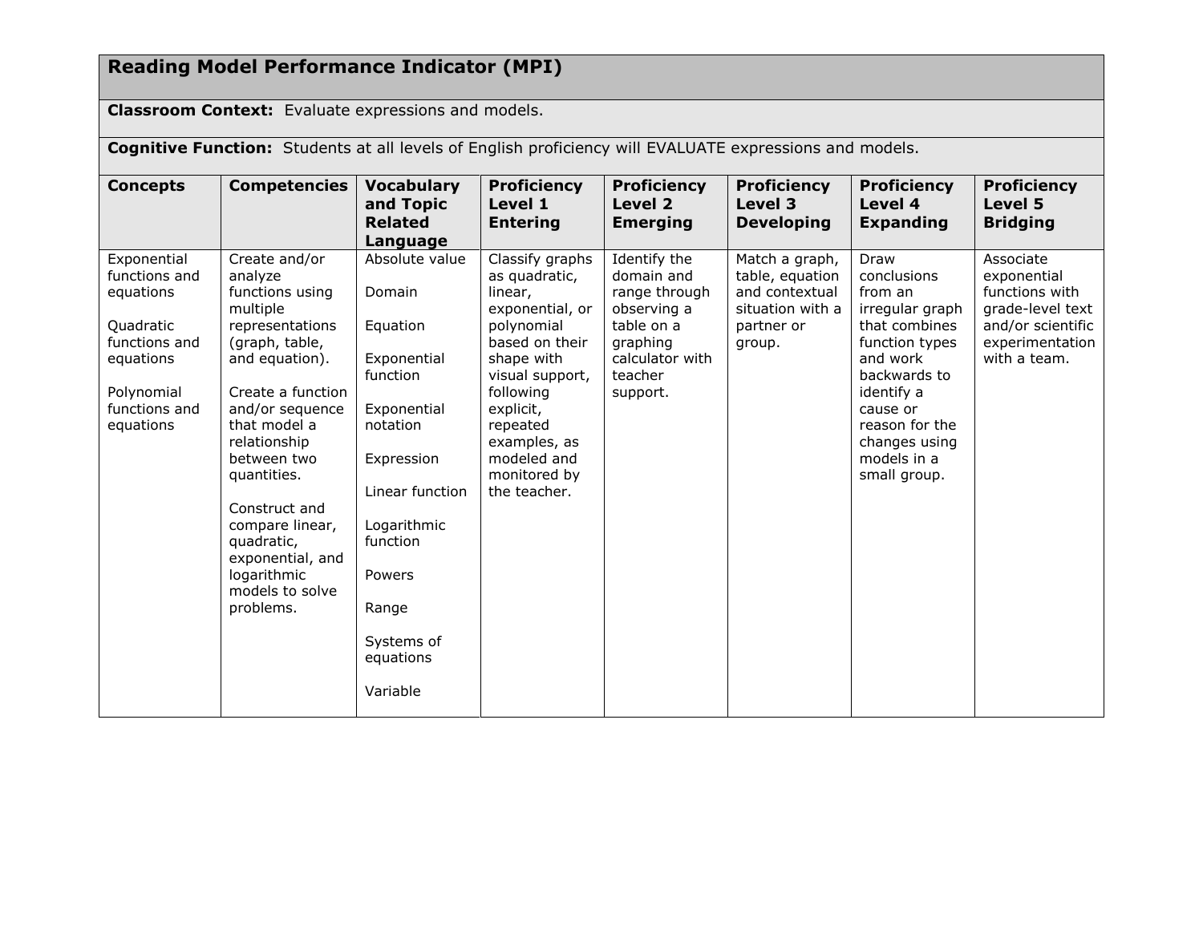## Reading Model Performance Indicator (MPI)

**Classroom Context:** Evaluate expressions and models.

**Cognitive Function:** Students at all levels of English proficiency will EVALUATE expressions and models.

| Concepts | Competencies | Vocabulary and Topic Related Language | Proficiency Level 1 Entering | Proficiency Level 2 Emerging | Proficiency Level 3 Developing | Proficiency Level 4 Expanding | Proficiency Level 5 Bridging |
|---|---|---|---|---|---|---|---|
| Exponential functions and equations<br><br>Quadratic functions and equations<br><br>Polynomial functions and equations | Create and/or analyze functions using multiple representations (graph, table, and equation).<br><br>Create a function and/or sequence that model a relationship between two quantities.<br><br>Construct and compare linear, quadratic, exponential, and logarithmic models to solve problems. | Absolute value<br><br>Domain<br><br>Equation<br><br>Exponential function<br><br>Exponential notation<br><br>Expression<br><br>Linear function<br><br>Logarithmic function<br><br>Powers<br><br>Range<br><br>Systems of equations<br><br>Variable | Classify graphs as quadratic, linear, exponential, or polynomial based on their shape with visual support, following explicit, repeated examples, as modeled and monitored by the teacher. | Identify the domain and range through observing a table on a graphing calculator with teacher support. | Match a graph, table, equation and contextual situation with a partner or group. | Draw conclusions from an irregular graph that combines function types and work backwards to identify a cause or reason for the changes using models in a small group. | Associate exponential functions with grade-level text and/or scientific experimentation with a team. |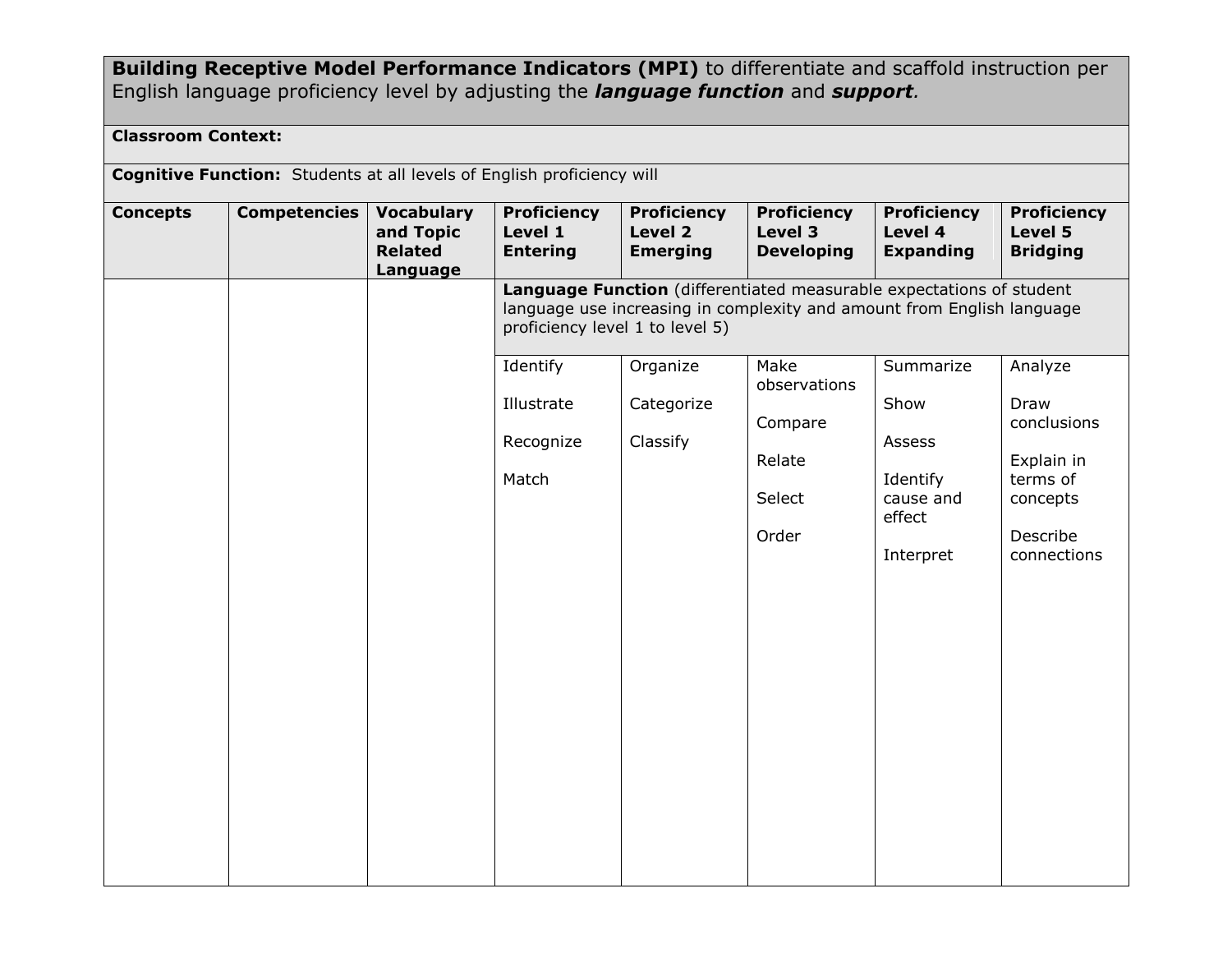**Building Receptive Model Performance Indicators (MPI)** to differentiate and scaffold instruction per English language proficiency level by adjusting the ***language function*** and ***support***.

**Classroom Context:**

**Cognitive Function:** Students at all levels of English proficiency will

| **Concepts** | **Competencies** | **Vocabulary and Topic Related Language** | **Proficiency Level 1 Entering** | **Proficiency Level 2 Emerging** | **Proficiency Level 3 Developing** | **Proficiency Level 4 Expanding** | **Proficiency Level 5 Bridging** |
|---|---|---|---|---|---|---|---|
| | | | **Language Function** (differentiated measurable expectations of student language use increasing in complexity and amount from English language proficiency level 1 to level 5) | | | | |
| | | | Identify<br><br>Illustrate<br><br>Recognize<br><br>Match | Organize<br><br>Categorize<br><br>Classify | Make observations<br><br>Compare<br><br>Relate<br><br>Select<br><br>Order | Summarize<br><br>Show<br><br>Assess<br><br>Identify cause and effect<br><br>Interpret | Analyze<br><br>Draw conclusions<br><br>Explain in terms of concepts<br><br>Describe connections |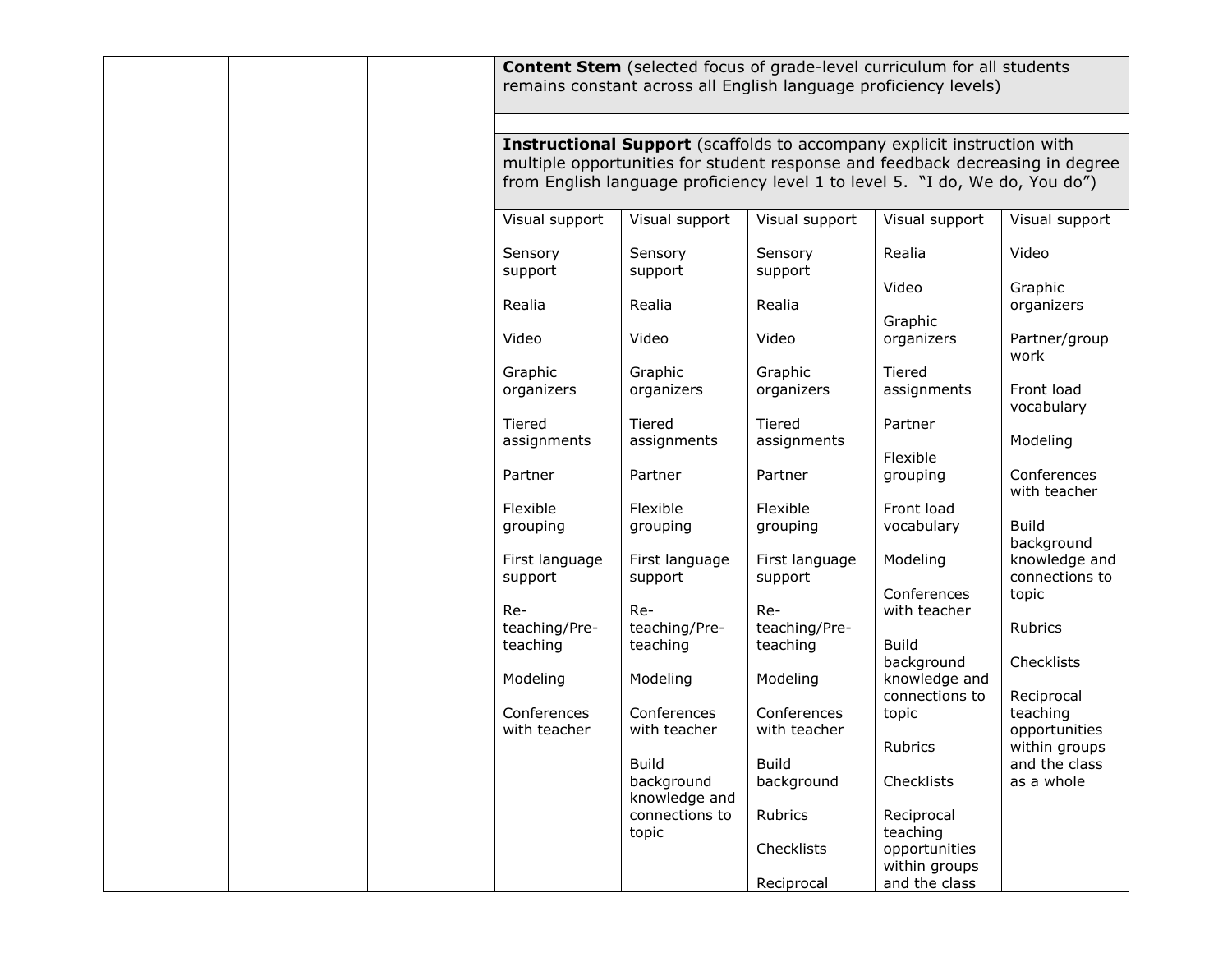| | | | Content Stem (selected focus of grade-level curriculum for all students remains constant across all English language proficiency levels) | | | | |
|---|---|---|---|---|---|---|---|
| | | | | | | | |
| | | | **Instructional Support** (scaffolds to accompany explicit instruction with multiple opportunities for student response and feedback decreasing in degree from English language proficiency level 1 to level 5. "I do, We do, You do") | | | | |
| | | | Visual support<br><br>Sensory support<br><br>Realia<br><br>Video<br><br>Graphic organizers<br><br>Tiered assignments<br><br>Partner<br><br>Flexible grouping<br><br>First language support<br><br>Re-teaching/Pre-teaching<br><br>Modeling<br><br>Conferences with teacher | Visual support<br><br>Sensory support<br><br>Realia<br><br>Video<br><br>Graphic organizers<br><br>Tiered assignments<br><br>Partner<br><br>Flexible grouping<br><br>First language support<br><br>Re-teaching/Pre-teaching<br><br>Modeling<br><br>Conferences with teacher<br><br>Build background knowledge and connections to topic | Visual support<br><br>Sensory support<br><br>Realia<br><br>Video<br><br>Graphic organizers<br><br>Tiered assignments<br><br>Partner<br><br>Flexible grouping<br><br>First language support<br><br>Re-teaching/Pre-teaching<br><br>Modeling<br><br>Conferences with teacher<br><br>Build background<br><br>Rubrics<br><br>Checklists<br><br>Reciprocal | Visual support<br><br>Realia<br><br>Video<br><br>Graphic organizers<br><br>Tiered assignments<br><br>Partner<br><br>Flexible grouping<br><br>Front load vocabulary<br><br>Modeling<br><br>Conferences with teacher<br><br>Build background knowledge and connections to topic<br><br>Rubrics<br><br>Checklists<br><br>Reciprocal teaching opportunities within groups and the class | Visual support<br><br>Video<br><br>Graphic organizers<br><br>Partner/group work<br><br>Front load vocabulary<br><br>Modeling<br><br>Conferences with teacher<br><br>Build background knowledge and connections to topic<br><br>Rubrics<br><br>Checklists<br><br>Reciprocal teaching opportunities within groups and the class as a whole |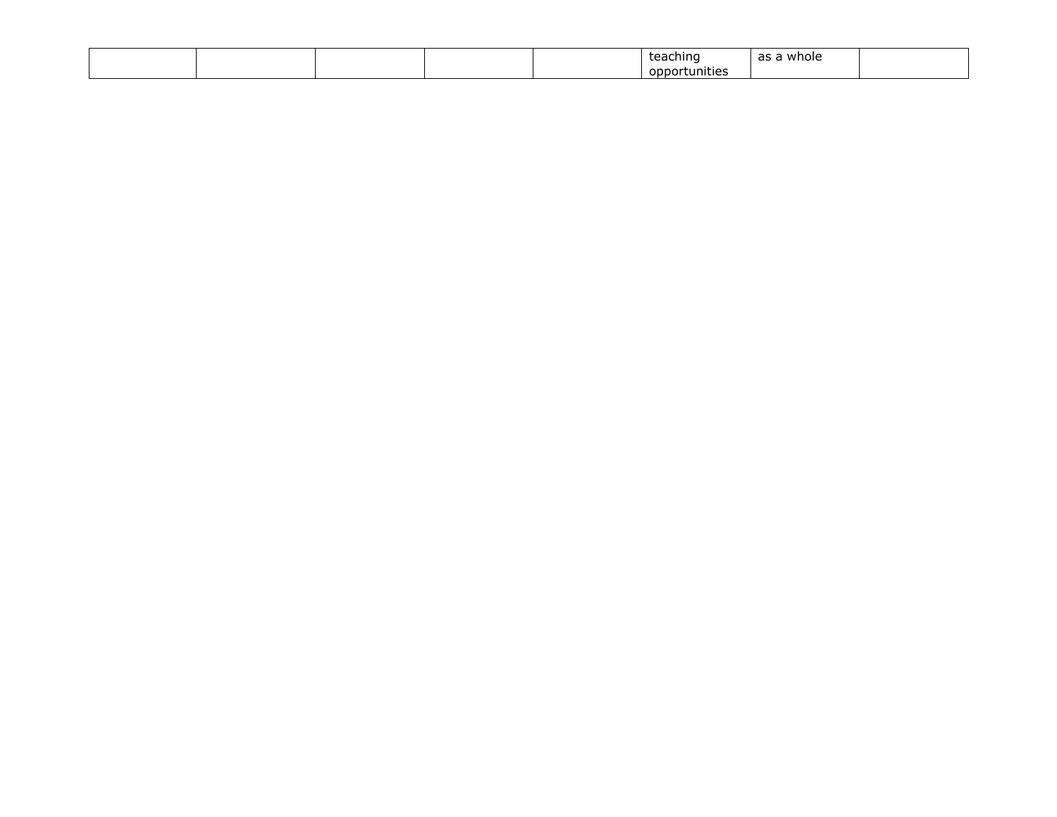| | | | | | | | |
|---|---|---|---|---|---|---|---|
| | | | | | teaching opportunities | as a whole | |